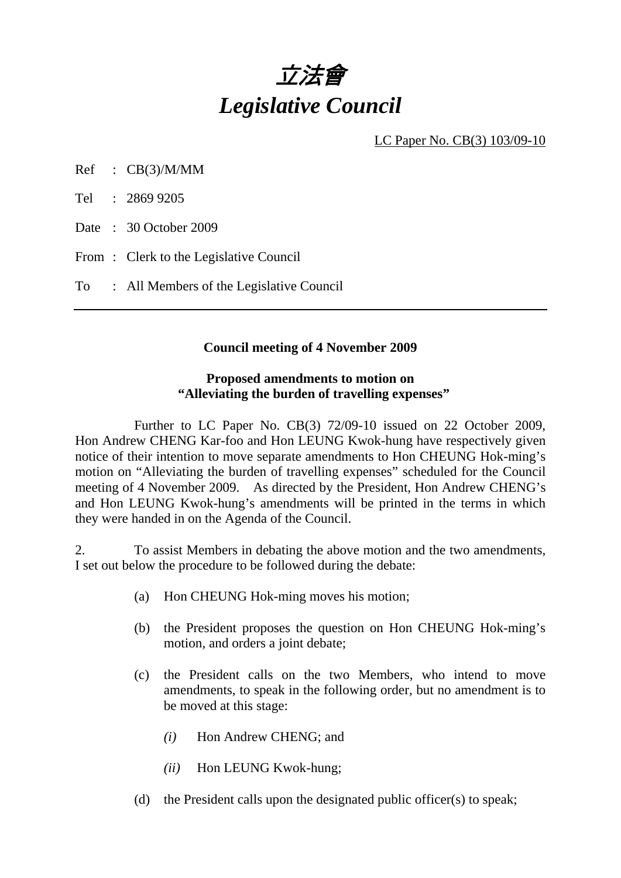# 立法會
# *Legislative Council*

LC Paper No. CB(3) 103/09-10

Ref : CB(3)/M/MM

Tel : 2869 9205

Date : 30 October 2009

From : Clerk to the Legislative Council

To : All Members of the Legislative Council

---

**Council meeting of 4 November 2009**

**Proposed amendments to motion on "Alleviating the burden of travelling expenses"**

Further to LC Paper No. CB(3) 72/09-10 issued on 22 October 2009, Hon Andrew CHENG Kar-foo and Hon LEUNG Kwok-hung have respectively given notice of their intention to move separate amendments to Hon CHEUNG Hok-ming's motion on "Alleviating the burden of travelling expenses" scheduled for the Council meeting of 4 November 2009. As directed by the President, Hon Andrew CHENG's and Hon LEUNG Kwok-hung's amendments will be printed in the terms in which they were handed in on the Agenda of the Council.

2. To assist Members in debating the above motion and the two amendments, I set out below the procedure to be followed during the debate:

(a) Hon CHEUNG Hok-ming moves his motion;

(b) the President proposes the question on Hon CHEUNG Hok-ming's motion, and orders a joint debate;

(c) the President calls on the two Members, who intend to move amendments, to speak in the following order, but no amendment is to be moved at this stage:

*(i)* Hon Andrew CHENG; and

*(ii)* Hon LEUNG Kwok-hung;

(d) the President calls upon the designated public officer(s) to speak;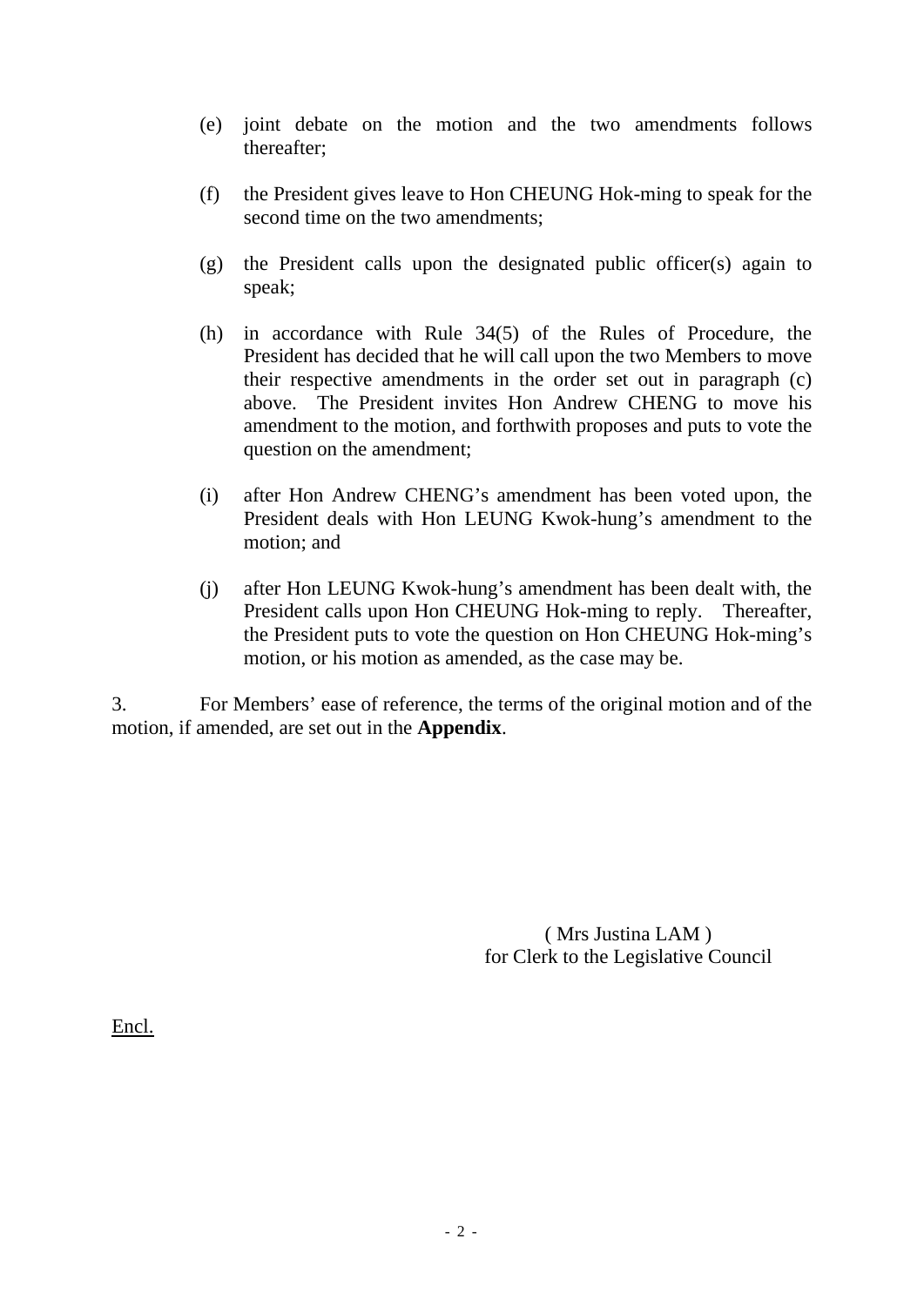(e) joint debate on the motion and the two amendments follows thereafter;

(f) the President gives leave to Hon CHEUNG Hok-ming to speak for the second time on the two amendments;

(g) the President calls upon the designated public officer(s) again to speak;

(h) in accordance with Rule 34(5) of the Rules of Procedure, the President has decided that he will call upon the two Members to move their respective amendments in the order set out in paragraph (c) above. The President invites Hon Andrew CHENG to move his amendment to the motion, and forthwith proposes and puts to vote the question on the amendment;

(i) after Hon Andrew CHENG's amendment has been voted upon, the President deals with Hon LEUNG Kwok-hung's amendment to the motion; and

(j) after Hon LEUNG Kwok-hung's amendment has been dealt with, the President calls upon Hon CHEUNG Hok-ming to reply. Thereafter, the President puts to vote the question on Hon CHEUNG Hok-ming's motion, or his motion as amended, as the case may be.

3. For Members' ease of reference, the terms of the original motion and of the motion, if amended, are set out in the **Appendix**.

( Mrs Justina LAM )
for Clerk to the Legislative Council

Encl.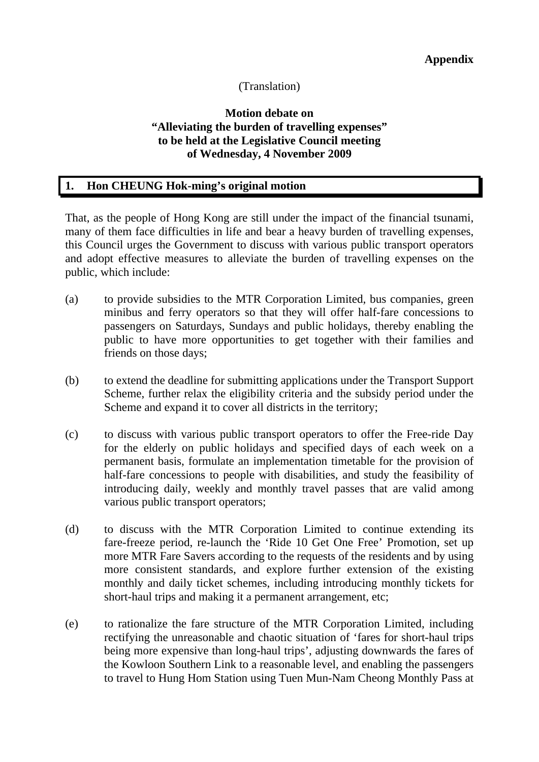**Appendix**

(Translation)

**Motion debate on "Alleviating the burden of travelling expenses" to be held at the Legislative Council meeting of Wednesday, 4 November 2009**

## 1. Hon CHEUNG Hok-ming's original motion

That, as the people of Hong Kong are still under the impact of the financial tsunami, many of them face difficulties in life and bear a heavy burden of travelling expenses, this Council urges the Government to discuss with various public transport operators and adopt effective measures to alleviate the burden of travelling expenses on the public, which include:

(a) to provide subsidies to the MTR Corporation Limited, bus companies, green minibus and ferry operators so that they will offer half-fare concessions to passengers on Saturdays, Sundays and public holidays, thereby enabling the public to have more opportunities to get together with their families and friends on those days;

(b) to extend the deadline for submitting applications under the Transport Support Scheme, further relax the eligibility criteria and the subsidy period under the Scheme and expand it to cover all districts in the territory;

(c) to discuss with various public transport operators to offer the Free-ride Day for the elderly on public holidays and specified days of each week on a permanent basis, formulate an implementation timetable for the provision of half-fare concessions to people with disabilities, and study the feasibility of introducing daily, weekly and monthly travel passes that are valid among various public transport operators;

(d) to discuss with the MTR Corporation Limited to continue extending its fare-freeze period, re-launch the 'Ride 10 Get One Free' Promotion, set up more MTR Fare Savers according to the requests of the residents and by using more consistent standards, and explore further extension of the existing monthly and daily ticket schemes, including introducing monthly tickets for short-haul trips and making it a permanent arrangement, etc;

(e) to rationalize the fare structure of the MTR Corporation Limited, including rectifying the unreasonable and chaotic situation of 'fares for short-haul trips being more expensive than long-haul trips', adjusting downwards the fares of the Kowloon Southern Link to a reasonable level, and enabling the passengers to travel to Hung Hom Station using Tuen Mun-Nam Cheong Monthly Pass at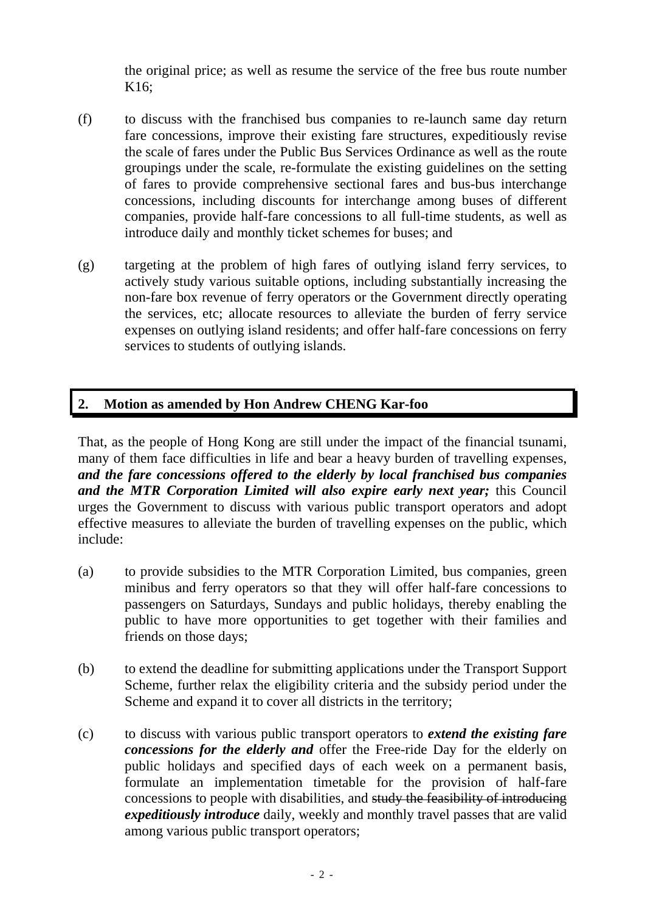the original price; as well as resume the service of the free bus route number K16;

(f) to discuss with the franchised bus companies to re-launch same day return fare concessions, improve their existing fare structures, expeditiously revise the scale of fares under the Public Bus Services Ordinance as well as the route groupings under the scale, re-formulate the existing guidelines on the setting of fares to provide comprehensive sectional fares and bus-bus interchange concessions, including discounts for interchange among buses of different companies, provide half-fare concessions to all full-time students, as well as introduce daily and monthly ticket schemes for buses; and

(g) targeting at the problem of high fares of outlying island ferry services, to actively study various suitable options, including substantially increasing the non-fare box revenue of ferry operators or the Government directly operating the services, etc; allocate resources to alleviate the burden of ferry service expenses on outlying island residents; and offer half-fare concessions on ferry services to students of outlying islands.

## 2. Motion as amended by Hon Andrew CHENG Kar-foo

That, as the people of Hong Kong are still under the impact of the financial tsunami, many of them face difficulties in life and bear a heavy burden of travelling expenses, ***and the fare concessions offered to the elderly by local franchised bus companies and the MTR Corporation Limited will also expire early next year;*** this Council urges the Government to discuss with various public transport operators and adopt effective measures to alleviate the burden of travelling expenses on the public, which include:

(a) to provide subsidies to the MTR Corporation Limited, bus companies, green minibus and ferry operators so that they will offer half-fare concessions to passengers on Saturdays, Sundays and public holidays, thereby enabling the public to have more opportunities to get together with their families and friends on those days;

(b) to extend the deadline for submitting applications under the Transport Support Scheme, further relax the eligibility criteria and the subsidy period under the Scheme and expand it to cover all districts in the territory;

(c) to discuss with various public transport operators to ***extend the existing fare concessions for the elderly and*** offer the Free-ride Day for the elderly on public holidays and specified days of each week on a permanent basis, formulate an implementation timetable for the provision of half-fare concessions to people with disabilities, and ~~study the feasibility of introducing~~ ***expeditiously introduce*** daily, weekly and monthly travel passes that are valid among various public transport operators;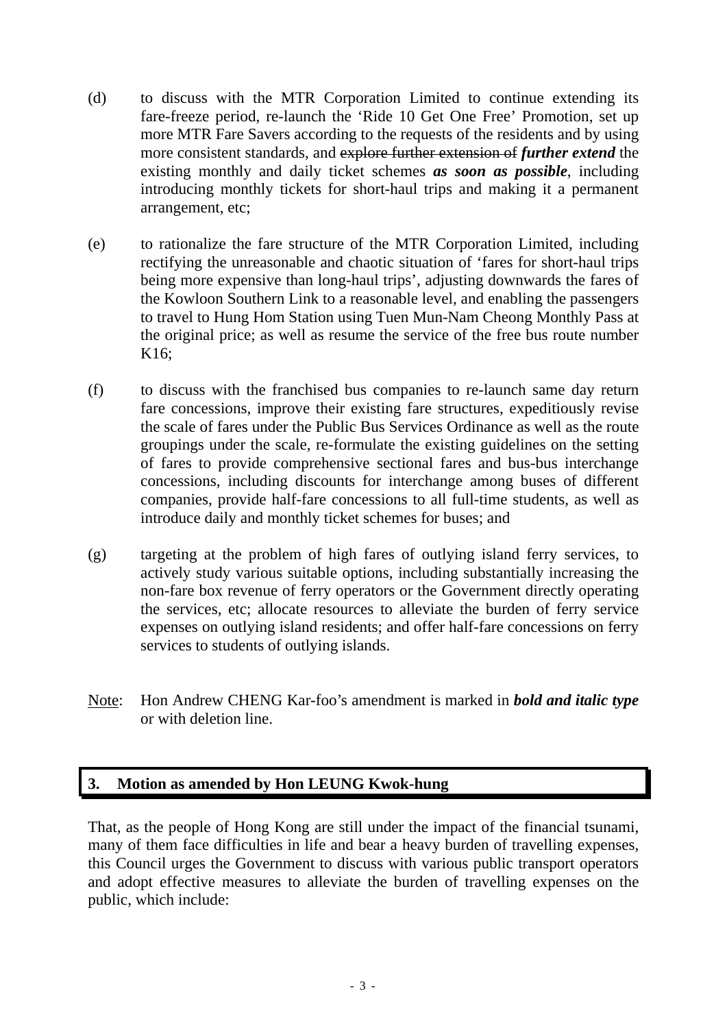(d) to discuss with the MTR Corporation Limited to continue extending its fare-freeze period, re-launch the 'Ride 10 Get One Free' Promotion, set up more MTR Fare Savers according to the requests of the residents and by using more consistent standards, and ~~explore further extension of~~ ***further extend*** the existing monthly and daily ticket schemes ***as soon as possible***, including introducing monthly tickets for short-haul trips and making it a permanent arrangement, etc;

(e) to rationalize the fare structure of the MTR Corporation Limited, including rectifying the unreasonable and chaotic situation of 'fares for short-haul trips being more expensive than long-haul trips', adjusting downwards the fares of the Kowloon Southern Link to a reasonable level, and enabling the passengers to travel to Hung Hom Station using Tuen Mun-Nam Cheong Monthly Pass at the original price; as well as resume the service of the free bus route number K16;

(f) to discuss with the franchised bus companies to re-launch same day return fare concessions, improve their existing fare structures, expeditiously revise the scale of fares under the Public Bus Services Ordinance as well as the route groupings under the scale, re-formulate the existing guidelines on the setting of fares to provide comprehensive sectional fares and bus-bus interchange concessions, including discounts for interchange among buses of different companies, provide half-fare concessions to all full-time students, as well as introduce daily and monthly ticket schemes for buses; and

(g) targeting at the problem of high fares of outlying island ferry services, to actively study various suitable options, including substantially increasing the non-fare box revenue of ferry operators or the Government directly operating the services, etc; allocate resources to alleviate the burden of ferry service expenses on outlying island residents; and offer half-fare concessions on ferry services to students of outlying islands.

Note: Hon Andrew CHENG Kar-foo's amendment is marked in ***bold and italic type*** or with deletion line.

## 3. Motion as amended by Hon LEUNG Kwok-hung

That, as the people of Hong Kong are still under the impact of the financial tsunami, many of them face difficulties in life and bear a heavy burden of travelling expenses, this Council urges the Government to discuss with various public transport operators and adopt effective measures to alleviate the burden of travelling expenses on the public, which include: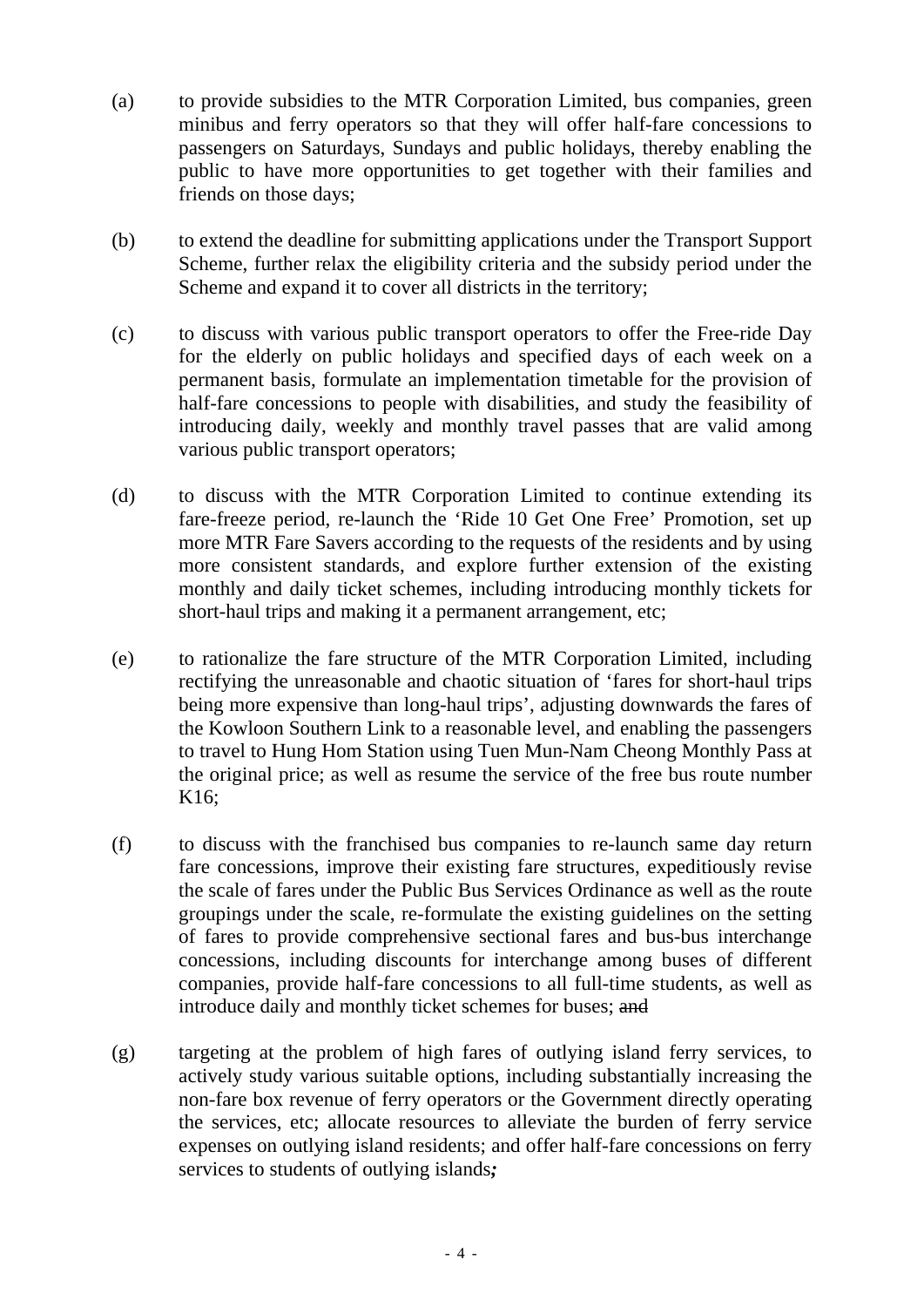(a) to provide subsidies to the MTR Corporation Limited, bus companies, green minibus and ferry operators so that they will offer half-fare concessions to passengers on Saturdays, Sundays and public holidays, thereby enabling the public to have more opportunities to get together with their families and friends on those days;

(b) to extend the deadline for submitting applications under the Transport Support Scheme, further relax the eligibility criteria and the subsidy period under the Scheme and expand it to cover all districts in the territory;

(c) to discuss with various public transport operators to offer the Free-ride Day for the elderly on public holidays and specified days of each week on a permanent basis, formulate an implementation timetable for the provision of half-fare concessions to people with disabilities, and study the feasibility of introducing daily, weekly and monthly travel passes that are valid among various public transport operators;

(d) to discuss with the MTR Corporation Limited to continue extending its fare-freeze period, re-launch the 'Ride 10 Get One Free' Promotion, set up more MTR Fare Savers according to the requests of the residents and by using more consistent standards, and explore further extension of the existing monthly and daily ticket schemes, including introducing monthly tickets for short-haul trips and making it a permanent arrangement, etc;

(e) to rationalize the fare structure of the MTR Corporation Limited, including rectifying the unreasonable and chaotic situation of 'fares for short-haul trips being more expensive than long-haul trips', adjusting downwards the fares of the Kowloon Southern Link to a reasonable level, and enabling the passengers to travel to Hung Hom Station using Tuen Mun-Nam Cheong Monthly Pass at the original price; as well as resume the service of the free bus route number K16;

(f) to discuss with the franchised bus companies to re-launch same day return fare concessions, improve their existing fare structures, expeditiously revise the scale of fares under the Public Bus Services Ordinance as well as the route groupings under the scale, re-formulate the existing guidelines on the setting of fares to provide comprehensive sectional fares and bus-bus interchange concessions, including discounts for interchange among buses of different companies, provide half-fare concessions to all full-time students, as well as introduce daily and monthly ticket schemes for buses; ~~and~~

(g) targeting at the problem of high fares of outlying island ferry services, to actively study various suitable options, including substantially increasing the non-fare box revenue of ferry operators or the Government directly operating the services, etc; allocate resources to alleviate the burden of ferry service expenses on outlying island residents; and offer half-fare concessions on ferry services to students of outlying islands***;***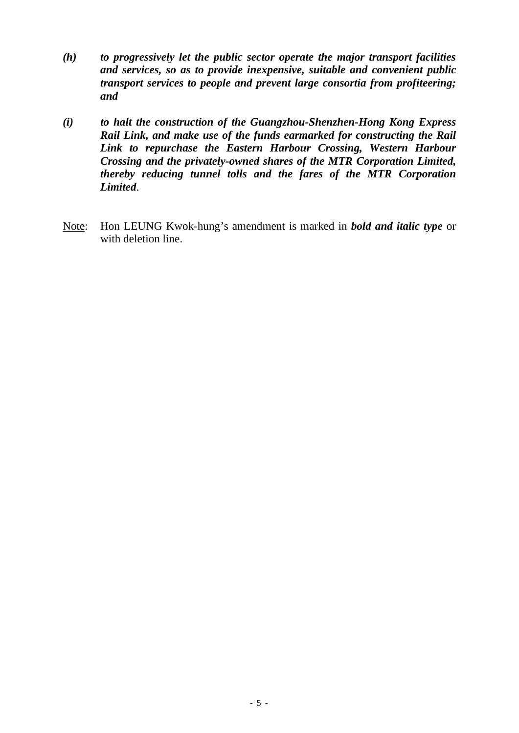***(h)*** ***to progressively let the public sector operate the major transport facilities and services, so as to provide inexpensive, suitable and convenient public transport services to people and prevent large consortia from profiteering; and***

***(i)*** ***to halt the construction of the Guangzhou-Shenzhen-Hong Kong Express Rail Link, and make use of the funds earmarked for constructing the Rail Link to repurchase the Eastern Harbour Crossing, Western Harbour Crossing and the privately-owned shares of the MTR Corporation Limited, thereby reducing tunnel tolls and the fares of the MTR Corporation Limited***.

Note: Hon LEUNG Kwok-hung's amendment is marked in ***bold and italic type*** or with deletion line.